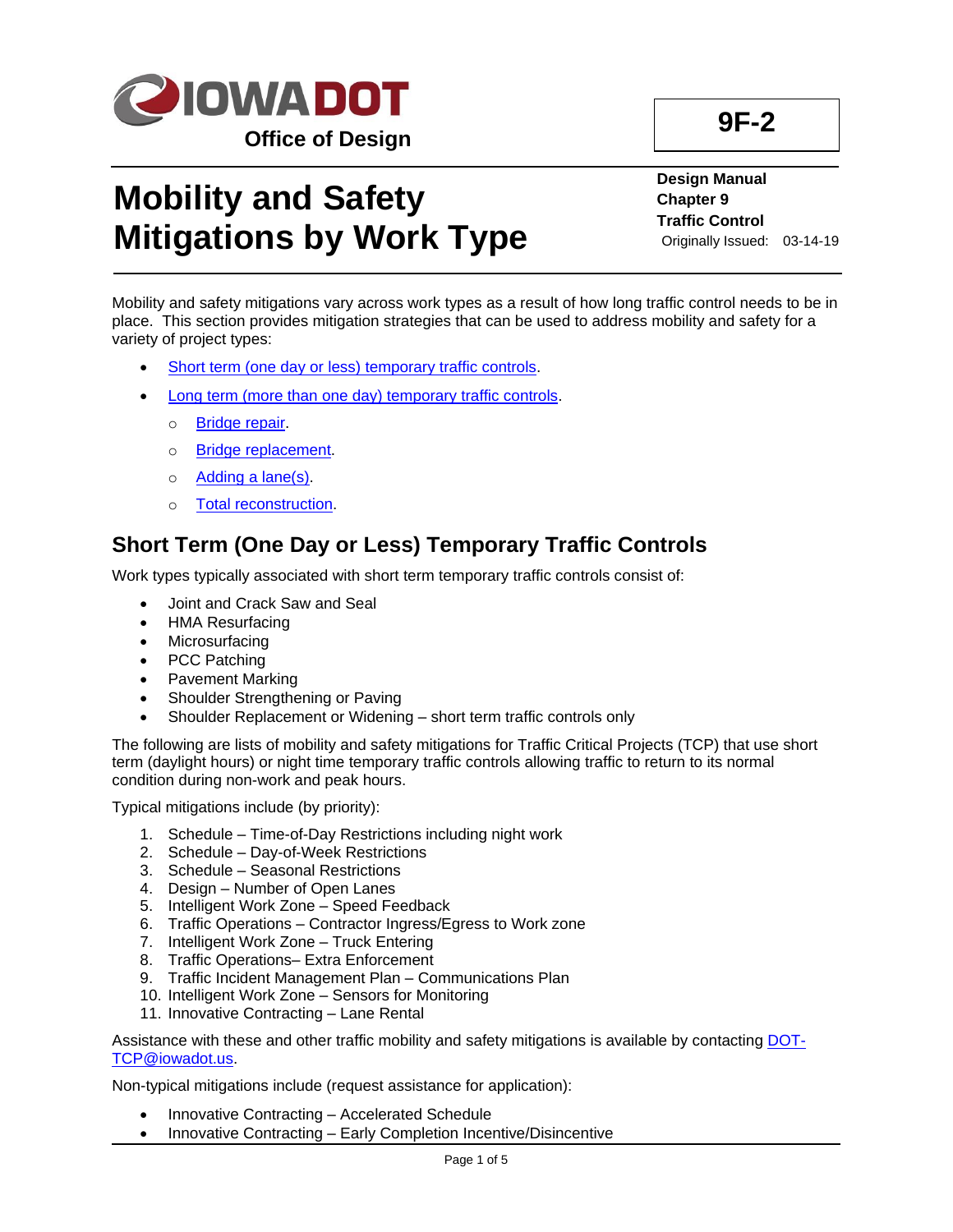Office of Design

**9F-2**

# Mobility and Safety Mitigations by Work Type

**Design Manual**
**Chapter 9**
**Traffic Control**
Originally Issued: 03-14-19

Mobility and safety mitigations vary across work types as a result of how long traffic control needs to be in place. This section provides mitigation strategies that can be used to address mobility and safety for a variety of project types:

- Short term (one day or less) temporary traffic controls.
- Long term (more than one day) temporary traffic controls.
  - Bridge repair.
  - Bridge replacement.
  - Adding a lane(s).
  - Total reconstruction.

## Short Term (One Day or Less) Temporary Traffic Controls

Work types typically associated with short term temporary traffic controls consist of:

- Joint and Crack Saw and Seal
- HMA Resurfacing
- Microsurfacing
- PCC Patching
- Pavement Marking
- Shoulder Strengthening or Paving
- Shoulder Replacement or Widening – short term traffic controls only

The following are lists of mobility and safety mitigations for Traffic Critical Projects (TCP) that use short term (daylight hours) or night time temporary traffic controls allowing traffic to return to its normal condition during non-work and peak hours.

Typical mitigations include (by priority):

1. Schedule – Time-of-Day Restrictions including night work
2. Schedule – Day-of-Week Restrictions
3. Schedule – Seasonal Restrictions
4. Design – Number of Open Lanes
5. Intelligent Work Zone – Speed Feedback
6. Traffic Operations – Contractor Ingress/Egress to Work zone
7. Intelligent Work Zone – Truck Entering
8. Traffic Operations– Extra Enforcement
9. Traffic Incident Management Plan – Communications Plan
10. Intelligent Work Zone – Sensors for Monitoring
11. Innovative Contracting – Lane Rental

Assistance with these and other traffic mobility and safety mitigations is available by contacting DOT-TCP@iowadot.us.

Non-typical mitigations include (request assistance for application):

- Innovative Contracting – Accelerated Schedule
- Innovative Contracting – Early Completion Incentive/Disincentive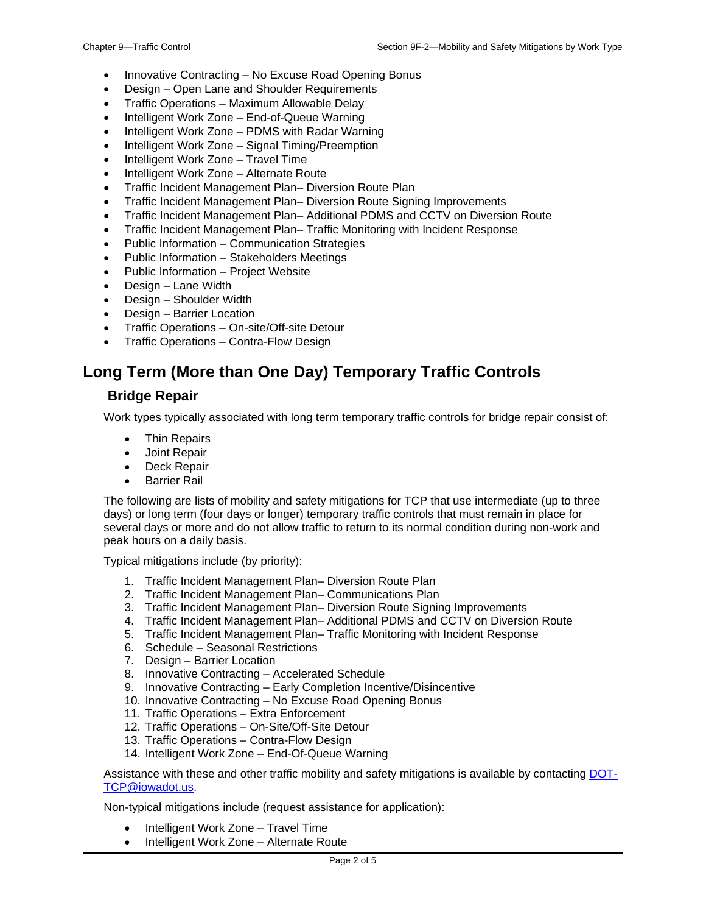- Innovative Contracting – No Excuse Road Opening Bonus
- Design – Open Lane and Shoulder Requirements
- Traffic Operations – Maximum Allowable Delay
- Intelligent Work Zone – End-of-Queue Warning
- Intelligent Work Zone – PDMS with Radar Warning
- Intelligent Work Zone – Signal Timing/Preemption
- Intelligent Work Zone – Travel Time
- Intelligent Work Zone – Alternate Route
- Traffic Incident Management Plan– Diversion Route Plan
- Traffic Incident Management Plan– Diversion Route Signing Improvements
- Traffic Incident Management Plan– Additional PDMS and CCTV on Diversion Route
- Traffic Incident Management Plan– Traffic Monitoring with Incident Response
- Public Information – Communication Strategies
- Public Information – Stakeholders Meetings
- Public Information – Project Website
- Design – Lane Width
- Design – Shoulder Width
- Design – Barrier Location
- Traffic Operations – On-site/Off-site Detour
- Traffic Operations – Contra-Flow Design

## Long Term (More than One Day) Temporary Traffic Controls

### Bridge Repair

Work types typically associated with long term temporary traffic controls for bridge repair consist of:

- Thin Repairs
- Joint Repair
- Deck Repair
- Barrier Rail

The following are lists of mobility and safety mitigations for TCP that use intermediate (up to three days) or long term (four days or longer) temporary traffic controls that must remain in place for several days or more and do not allow traffic to return to its normal condition during non-work and peak hours on a daily basis.

Typical mitigations include (by priority):

1. Traffic Incident Management Plan– Diversion Route Plan
2. Traffic Incident Management Plan– Communications Plan
3. Traffic Incident Management Plan– Diversion Route Signing Improvements
4. Traffic Incident Management Plan– Additional PDMS and CCTV on Diversion Route
5. Traffic Incident Management Plan– Traffic Monitoring with Incident Response
6. Schedule – Seasonal Restrictions
7. Design – Barrier Location
8. Innovative Contracting – Accelerated Schedule
9. Innovative Contracting – Early Completion Incentive/Disincentive
10. Innovative Contracting – No Excuse Road Opening Bonus
11. Traffic Operations – Extra Enforcement
12. Traffic Operations – On-Site/Off-Site Detour
13. Traffic Operations – Contra-Flow Design
14. Intelligent Work Zone – End-Of-Queue Warning

Assistance with these and other traffic mobility and safety mitigations is available by contacting DOT-TCP@iowadot.us.

Non-typical mitigations include (request assistance for application):

- Intelligent Work Zone – Travel Time
- Intelligent Work Zone – Alternate Route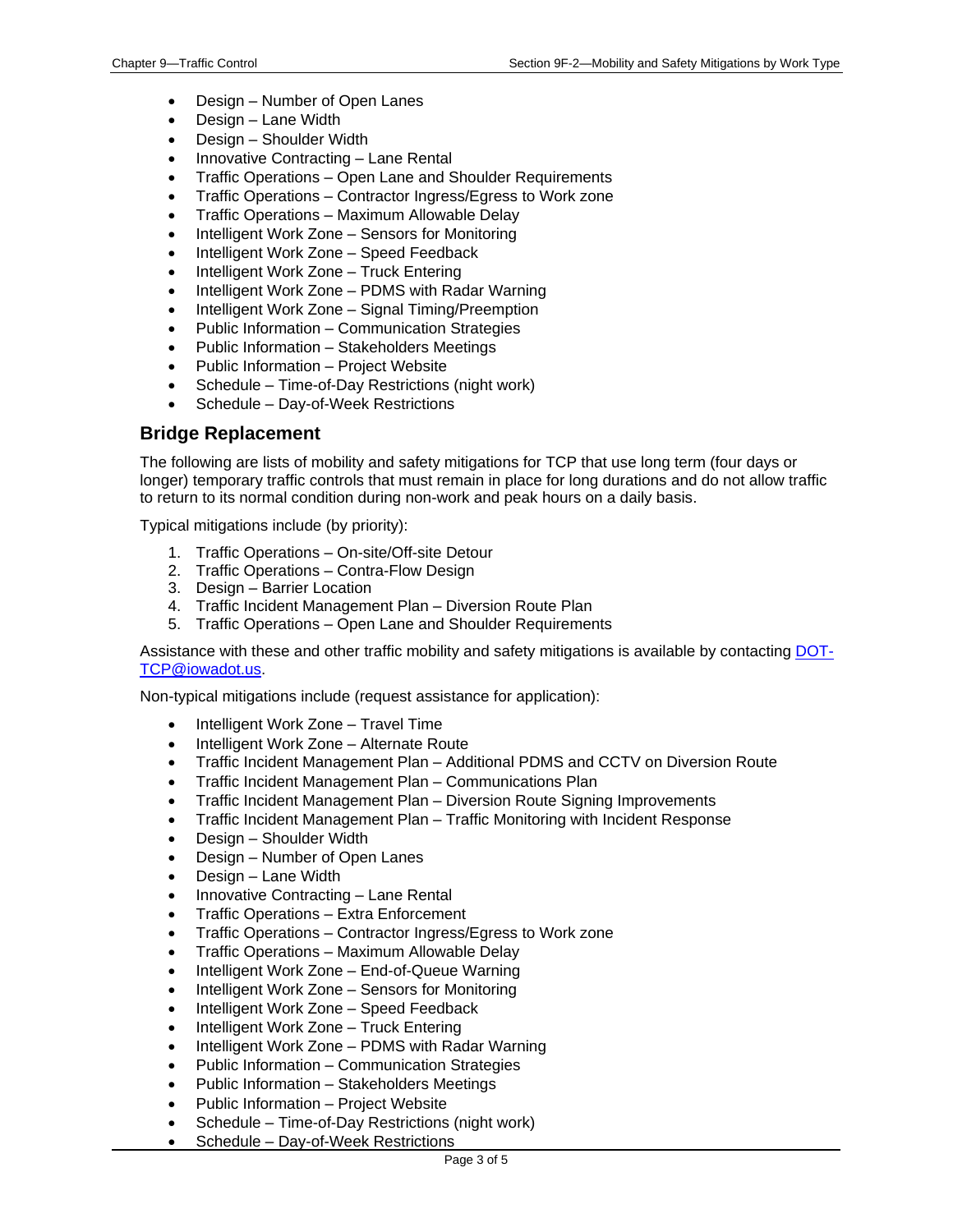- Design – Number of Open Lanes
- Design – Lane Width
- Design – Shoulder Width
- Innovative Contracting – Lane Rental
- Traffic Operations – Open Lane and Shoulder Requirements
- Traffic Operations – Contractor Ingress/Egress to Work zone
- Traffic Operations – Maximum Allowable Delay
- Intelligent Work Zone – Sensors for Monitoring
- Intelligent Work Zone – Speed Feedback
- Intelligent Work Zone – Truck Entering
- Intelligent Work Zone – PDMS with Radar Warning
- Intelligent Work Zone – Signal Timing/Preemption
- Public Information – Communication Strategies
- Public Information – Stakeholders Meetings
- Public Information – Project Website
- Schedule – Time-of-Day Restrictions (night work)
- Schedule – Day-of-Week Restrictions

## Bridge Replacement

The following are lists of mobility and safety mitigations for TCP that use long term (four days or longer) temporary traffic controls that must remain in place for long durations and do not allow traffic to return to its normal condition during non-work and peak hours on a daily basis.

Typical mitigations include (by priority):

1. Traffic Operations – On-site/Off-site Detour
2. Traffic Operations – Contra-Flow Design
3. Design – Barrier Location
4. Traffic Incident Management Plan – Diversion Route Plan
5. Traffic Operations – Open Lane and Shoulder Requirements

Assistance with these and other traffic mobility and safety mitigations is available by contacting [DOT-TCP@iowadot.us](mailto:DOT-TCP@iowadot.us).

Non-typical mitigations include (request assistance for application):

- Intelligent Work Zone – Travel Time
- Intelligent Work Zone – Alternate Route
- Traffic Incident Management Plan – Additional PDMS and CCTV on Diversion Route
- Traffic Incident Management Plan – Communications Plan
- Traffic Incident Management Plan – Diversion Route Signing Improvements
- Traffic Incident Management Plan – Traffic Monitoring with Incident Response
- Design – Shoulder Width
- Design – Number of Open Lanes
- Design – Lane Width
- Innovative Contracting – Lane Rental
- Traffic Operations – Extra Enforcement
- Traffic Operations – Contractor Ingress/Egress to Work zone
- Traffic Operations – Maximum Allowable Delay
- Intelligent Work Zone – End-of-Queue Warning
- Intelligent Work Zone – Sensors for Monitoring
- Intelligent Work Zone – Speed Feedback
- Intelligent Work Zone – Truck Entering
- Intelligent Work Zone – PDMS with Radar Warning
- Public Information – Communication Strategies
- Public Information – Stakeholders Meetings
- Public Information – Project Website
- Schedule – Time-of-Day Restrictions (night work)
- Schedule – Day-of-Week Restrictions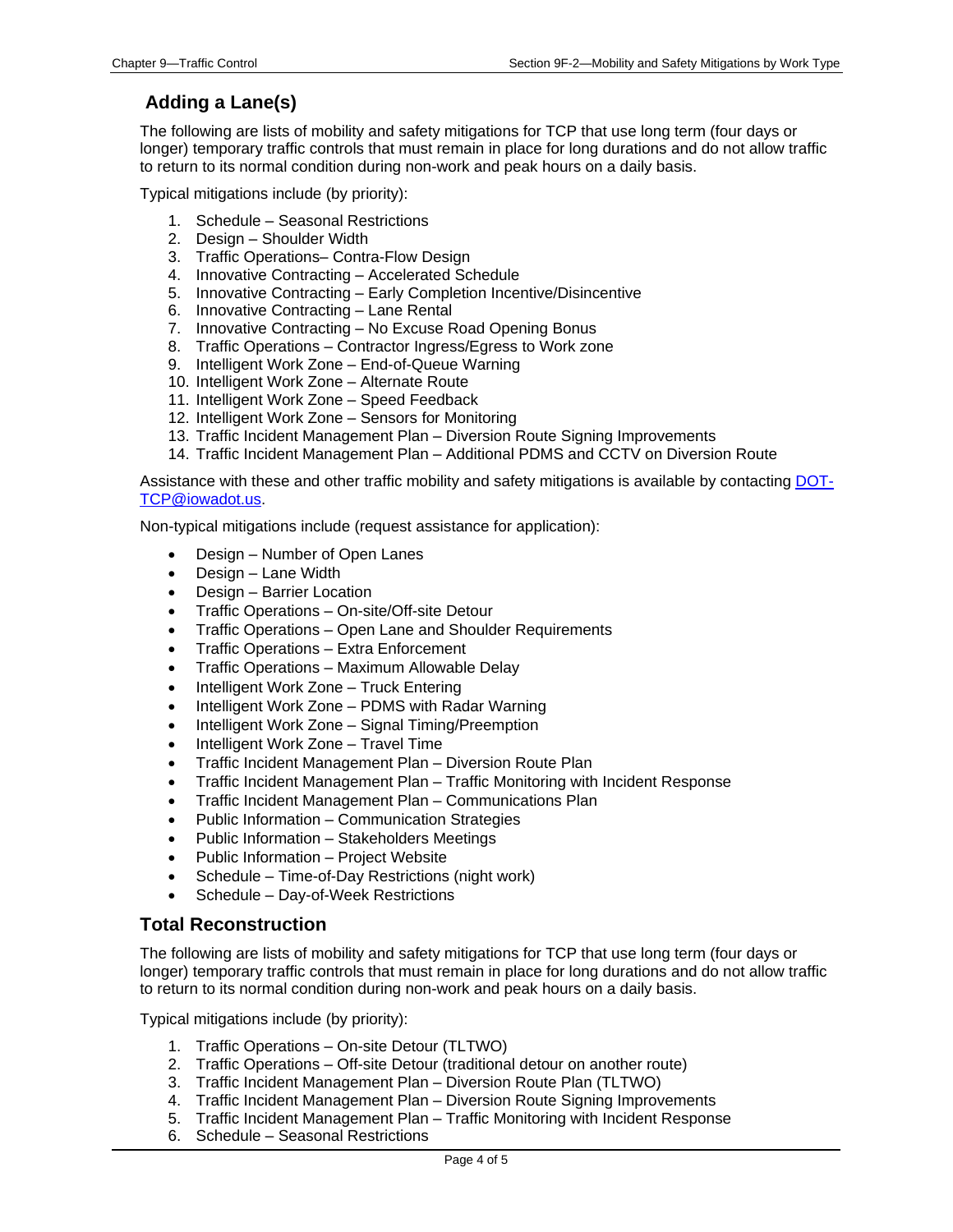## Adding a Lane(s)

The following are lists of mobility and safety mitigations for TCP that use long term (four days or longer) temporary traffic controls that must remain in place for long durations and do not allow traffic to return to its normal condition during non-work and peak hours on a daily basis.

Typical mitigations include (by priority):

1. Schedule – Seasonal Restrictions
2. Design – Shoulder Width
3. Traffic Operations– Contra-Flow Design
4. Innovative Contracting – Accelerated Schedule
5. Innovative Contracting – Early Completion Incentive/Disincentive
6. Innovative Contracting – Lane Rental
7. Innovative Contracting – No Excuse Road Opening Bonus
8. Traffic Operations – Contractor Ingress/Egress to Work zone
9. Intelligent Work Zone – End-of-Queue Warning
10. Intelligent Work Zone – Alternate Route
11. Intelligent Work Zone – Speed Feedback
12. Intelligent Work Zone – Sensors for Monitoring
13. Traffic Incident Management Plan – Diversion Route Signing Improvements
14. Traffic Incident Management Plan – Additional PDMS and CCTV on Diversion Route

Assistance with these and other traffic mobility and safety mitigations is available by contacting [DOT-TCP@iowadot.us](mailto:DOT-TCP@iowadot.us).

Non-typical mitigations include (request assistance for application):

- Design – Number of Open Lanes
- Design – Lane Width
- Design – Barrier Location
- Traffic Operations – On-site/Off-site Detour
- Traffic Operations – Open Lane and Shoulder Requirements
- Traffic Operations – Extra Enforcement
- Traffic Operations – Maximum Allowable Delay
- Intelligent Work Zone – Truck Entering
- Intelligent Work Zone – PDMS with Radar Warning
- Intelligent Work Zone – Signal Timing/Preemption
- Intelligent Work Zone – Travel Time
- Traffic Incident Management Plan – Diversion Route Plan
- Traffic Incident Management Plan – Traffic Monitoring with Incident Response
- Traffic Incident Management Plan – Communications Plan
- Public Information – Communication Strategies
- Public Information – Stakeholders Meetings
- Public Information – Project Website
- Schedule – Time-of-Day Restrictions (night work)
- Schedule – Day-of-Week Restrictions

## Total Reconstruction

The following are lists of mobility and safety mitigations for TCP that use long term (four days or longer) temporary traffic controls that must remain in place for long durations and do not allow traffic to return to its normal condition during non-work and peak hours on a daily basis.

Typical mitigations include (by priority):

1. Traffic Operations – On-site Detour (TLTWO)
2. Traffic Operations – Off-site Detour (traditional detour on another route)
3. Traffic Incident Management Plan – Diversion Route Plan (TLTWO)
4. Traffic Incident Management Plan – Diversion Route Signing Improvements
5. Traffic Incident Management Plan – Traffic Monitoring with Incident Response
6. Schedule – Seasonal Restrictions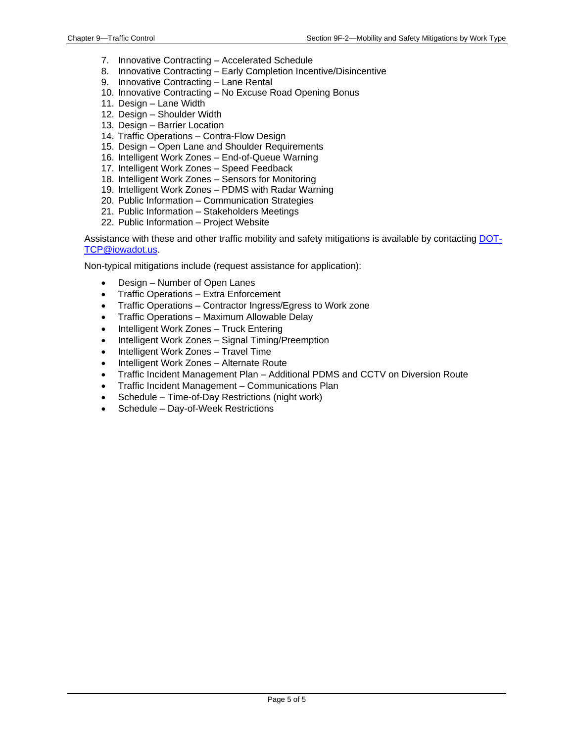7. Innovative Contracting – Accelerated Schedule
8. Innovative Contracting – Early Completion Incentive/Disincentive
9. Innovative Contracting – Lane Rental
10. Innovative Contracting – No Excuse Road Opening Bonus
11. Design – Lane Width
12. Design – Shoulder Width
13. Design – Barrier Location
14. Traffic Operations – Contra-Flow Design
15. Design – Open Lane and Shoulder Requirements
16. Intelligent Work Zones – End-of-Queue Warning
17. Intelligent Work Zones – Speed Feedback
18. Intelligent Work Zones – Sensors for Monitoring
19. Intelligent Work Zones – PDMS with Radar Warning
20. Public Information – Communication Strategies
21. Public Information – Stakeholders Meetings
22. Public Information – Project Website

Assistance with these and other traffic mobility and safety mitigations is available by contacting [DOT-TCP@iowadot.us](mailto:DOT-TCP@iowadot.us).

Non-typical mitigations include (request assistance for application):

- Design – Number of Open Lanes
- Traffic Operations – Extra Enforcement
- Traffic Operations – Contractor Ingress/Egress to Work zone
- Traffic Operations – Maximum Allowable Delay
- Intelligent Work Zones – Truck Entering
- Intelligent Work Zones – Signal Timing/Preemption
- Intelligent Work Zones – Travel Time
- Intelligent Work Zones – Alternate Route
- Traffic Incident Management Plan – Additional PDMS and CCTV on Diversion Route
- Traffic Incident Management – Communications Plan
- Schedule – Time-of-Day Restrictions (night work)
- Schedule – Day-of-Week Restrictions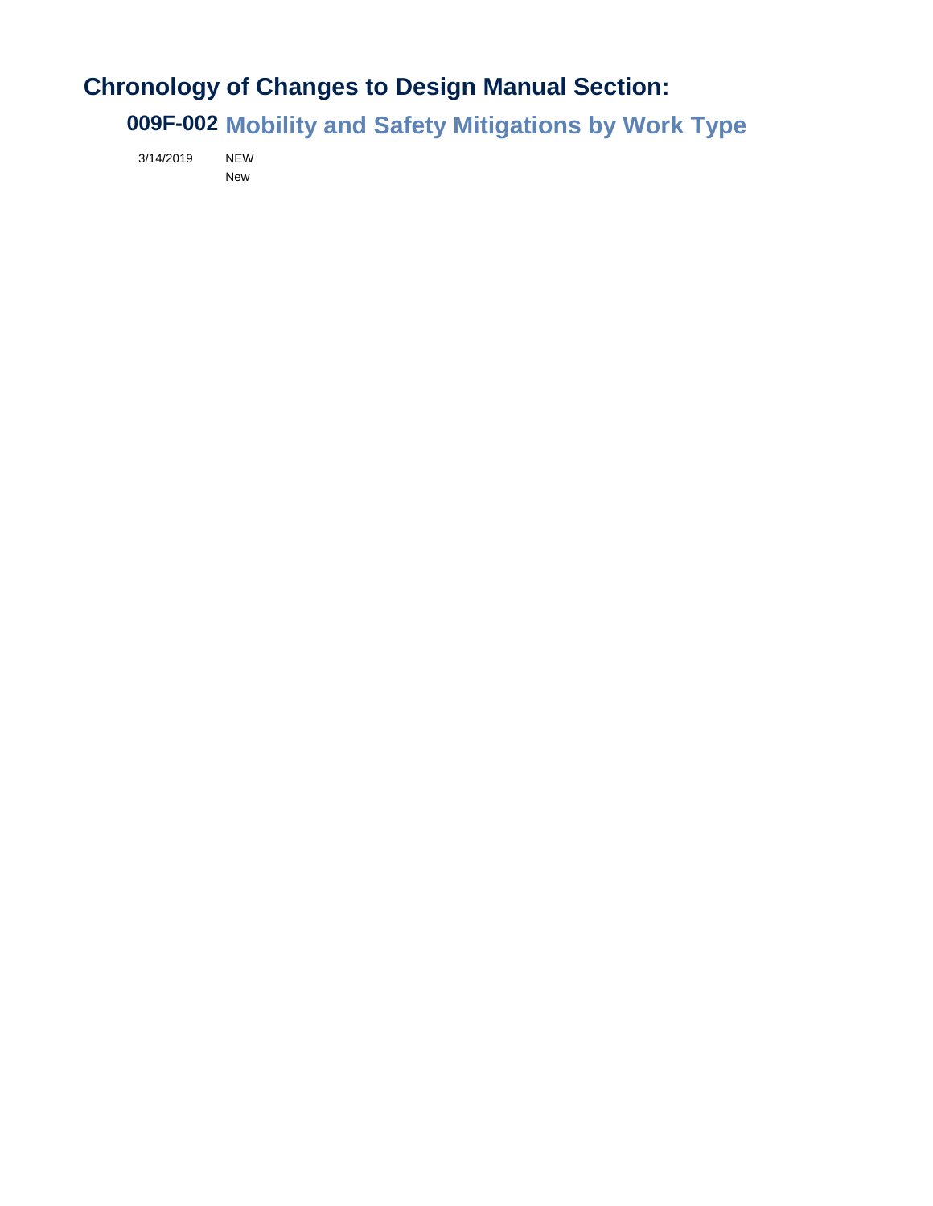# Chronology of Changes to Design Manual Section:

## 009F-002 Mobility and Safety Mitigations by Work Type

| | |
|---|---|
| 3/14/2019 | NEW<br>New |